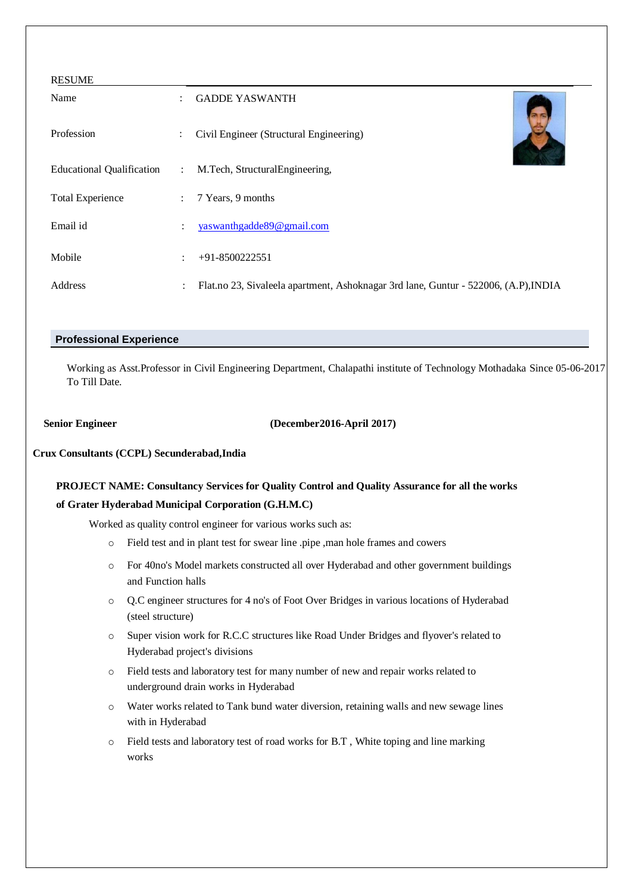RESUME

| | | |
|---|---|---|
| Name | : | GADDE YASWANTH |
| Profession | : | Civil Engineer (Structural Engineering) |
| Educational Qualification | : | M.Tech, StructuralEngineering, |
| Total Experience | : | 7 Years, 9 months |
| Email id | : | yaswanthgadde89@gmail.com |
| Mobile | : | +91-8500222551 |
| Address | : | Flat.no 23, Sivaleela apartment, Ashoknagar 3rd lane, Guntur - 522006, (A.P),INDIA |

## Professional Experience

Working as Asst.Professor in Civil Engineering Department, Chalapathi institute of Technology Mothadaka Since 05-06-2017 To Till Date.

**Senior Engineer** **(December2016-April 2017)**

**Crux Consultants (CCPL) Secunderabad,India**

**PROJECT NAME: Consultancy Services for Quality Control and Quality Assurance for all the works of Grater Hyderabad Municipal Corporation (G.H.M.C)**

Worked as quality control engineer for various works such as:

- Field test and in plant test for swear line .pipe ,man hole frames and cowers
- For 40no's Model markets constructed all over Hyderabad and other government buildings and Function halls
- Q.C engineer structures for 4 no's of Foot Over Bridges in various locations of Hyderabad (steel structure)
- Super vision work for R.C.C structures like Road Under Bridges and flyover's related to Hyderabad project's divisions
- Field tests and laboratory test for many number of new and repair works related to underground drain works in Hyderabad
- Water works related to Tank bund water diversion, retaining walls and new sewage lines with in Hyderabad
- Field tests and laboratory test of road works for B.T , White toping and line marking works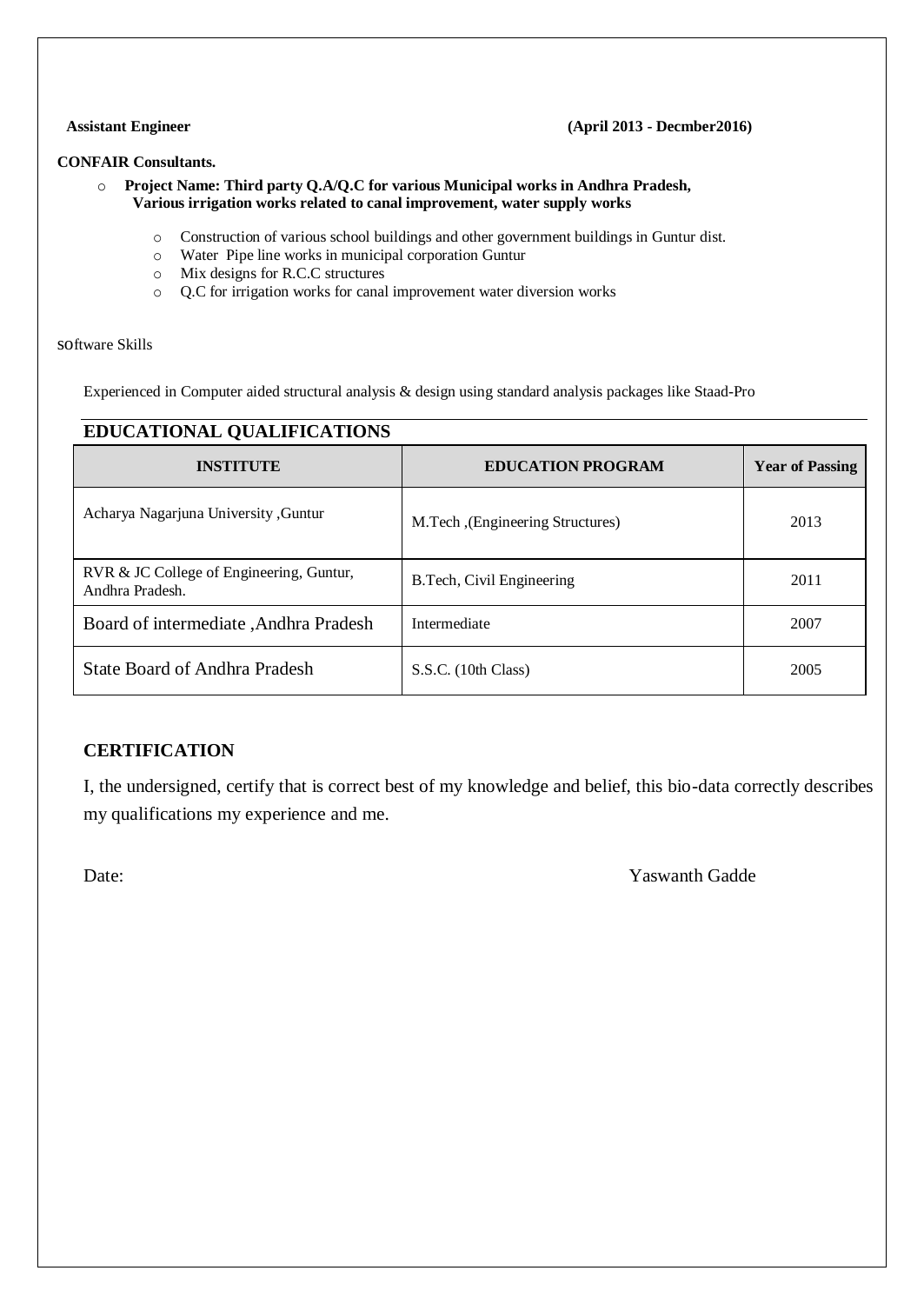**Assistant Engineer** **(April 2013 - Decmber2016)**

**CONFAIR Consultants.**

- **Project Name: Third party Q.A/Q.C for various Municipal works in Andhra Pradesh, Various irrigation works related to canal improvement, water supply works**
  - Construction of various school buildings and other government buildings in Guntur dist.
  - Water Pipe line works in municipal corporation Guntur
  - Mix designs for R.C.C structures
  - Q.C for irrigation works for canal improvement water diversion works

software Skills

Experienced in Computer aided structural analysis & design using standard analysis packages like Staad-Pro

## EDUCATIONAL QUALIFICATIONS

| INSTITUTE | EDUCATION PROGRAM | Year of Passing |
| --- | --- | --- |
| Acharya Nagarjuna University ,Guntur | M.Tech ,(Engineering Structures) | 2013 |
| RVR & JC College of Engineering, Guntur, Andhra Pradesh. | B.Tech, Civil Engineering | 2011 |
| Board of intermediate ,Andhra Pradesh | Intermediate | 2007 |
| State Board of Andhra Pradesh | S.S.C. (10th Class) | 2005 |

## CERTIFICATION

I, the undersigned, certify that is correct best of my knowledge and belief, this bio-data correctly describes my qualifications my experience and me.

Date: Yaswanth Gadde